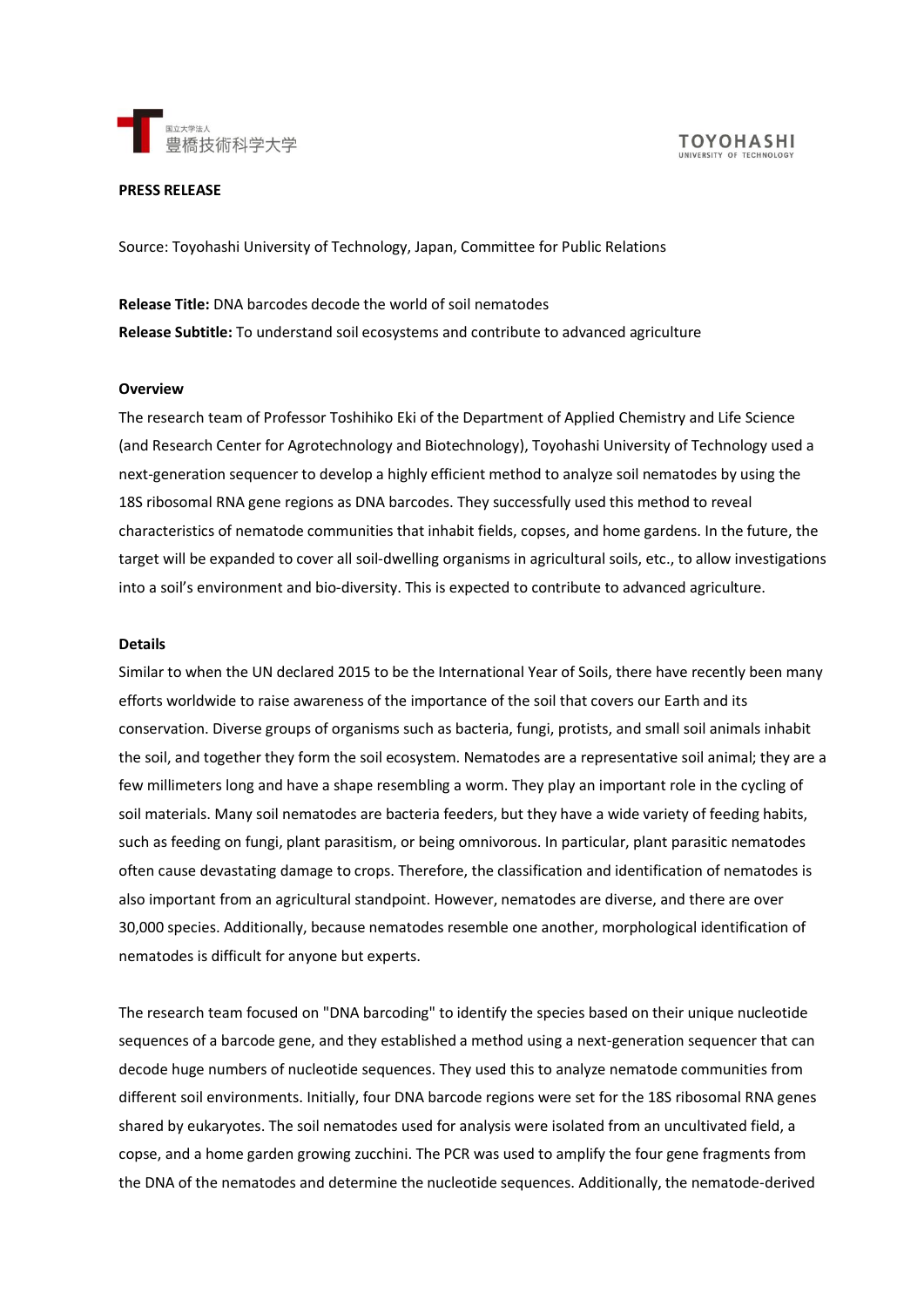**PRESS RELEASE**

Source: Toyohashi University of Technology, Japan, Committee for Public Relations

**Release Title:** DNA barcodes decode the world of soil nematodes

**Release Subtitle:** To understand soil ecosystems and contribute to advanced agriculture

**Overview**

The research team of Professor Toshihiko Eki of the Department of Applied Chemistry and Life Science (and Research Center for Agrotechnology and Biotechnology), Toyohashi University of Technology used a next-generation sequencer to develop a highly efficient method to analyze soil nematodes by using the 18S ribosomal RNA gene regions as DNA barcodes. They successfully used this method to reveal characteristics of nematode communities that inhabit fields, copses, and home gardens. In the future, the target will be expanded to cover all soil-dwelling organisms in agricultural soils, etc., to allow investigations into a soil's environment and bio-diversity. This is expected to contribute to advanced agriculture.

**Details**

Similar to when the UN declared 2015 to be the International Year of Soils, there have recently been many efforts worldwide to raise awareness of the importance of the soil that covers our Earth and its conservation. Diverse groups of organisms such as bacteria, fungi, protists, and small soil animals inhabit the soil, and together they form the soil ecosystem. Nematodes are a representative soil animal; they are a few millimeters long and have a shape resembling a worm. They play an important role in the cycling of soil materials. Many soil nematodes are bacteria feeders, but they have a wide variety of feeding habits, such as feeding on fungi, plant parasitism, or being omnivorous. In particular, plant parasitic nematodes often cause devastating damage to crops. Therefore, the classification and identification of nematodes is also important from an agricultural standpoint. However, nematodes are diverse, and there are over 30,000 species. Additionally, because nematodes resemble one another, morphological identification of nematodes is difficult for anyone but experts.

The research team focused on "DNA barcoding" to identify the species based on their unique nucleotide sequences of a barcode gene, and they established a method using a next-generation sequencer that can decode huge numbers of nucleotide sequences. They used this to analyze nematode communities from different soil environments. Initially, four DNA barcode regions were set for the 18S ribosomal RNA genes shared by eukaryotes. The soil nematodes used for analysis were isolated from an uncultivated field, a copse, and a home garden growing zucchini. The PCR was used to amplify the four gene fragments from the DNA of the nematodes and determine the nucleotide sequences. Additionally, the nematode-derived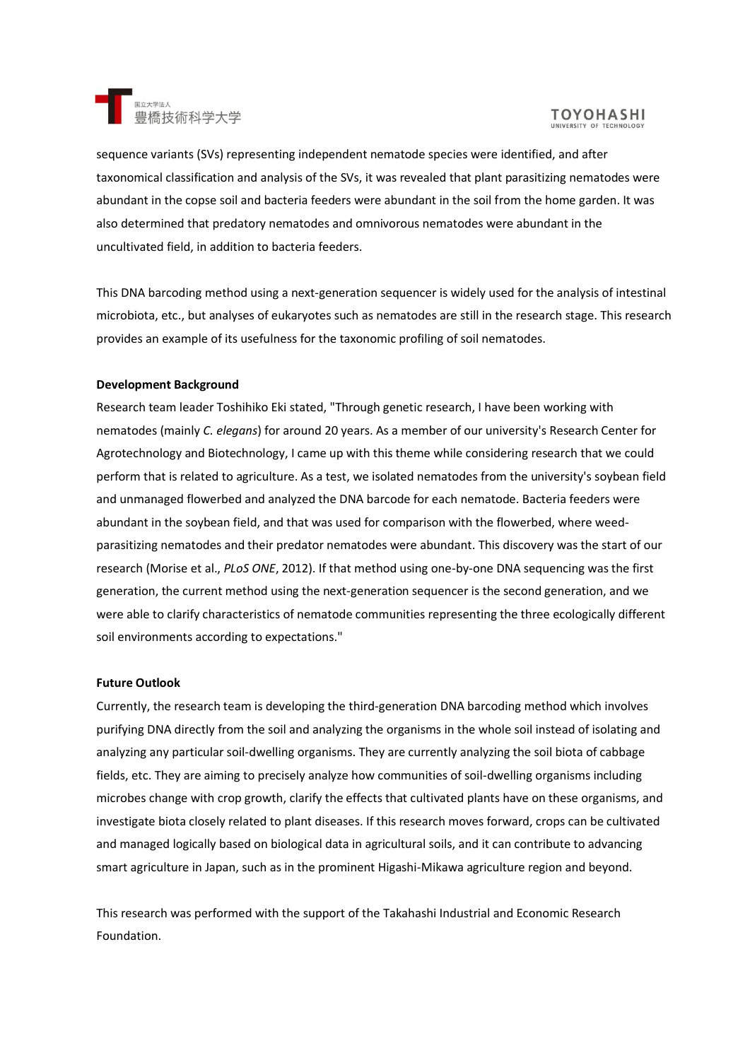sequence variants (SVs) representing independent nematode species were identified, and after taxonomical classification and analysis of the SVs, it was revealed that plant parasitizing nematodes were abundant in the copse soil and bacteria feeders were abundant in the soil from the home garden. It was also determined that predatory nematodes and omnivorous nematodes were abundant in the uncultivated field, in addition to bacteria feeders.

This DNA barcoding method using a next-generation sequencer is widely used for the analysis of intestinal microbiota, etc., but analyses of eukaryotes such as nematodes are still in the research stage. This research provides an example of its usefulness for the taxonomic profiling of soil nematodes.

**Development Background**

Research team leader Toshihiko Eki stated, "Through genetic research, I have been working with nematodes (mainly *C. elegans*) for around 20 years. As a member of our university's Research Center for Agrotechnology and Biotechnology, I came up with this theme while considering research that we could perform that is related to agriculture. As a test, we isolated nematodes from the university's soybean field and unmanaged flowerbed and analyzed the DNA barcode for each nematode. Bacteria feeders were abundant in the soybean field, and that was used for comparison with the flowerbed, where weed-parasitizing nematodes and their predator nematodes were abundant. This discovery was the start of our research (Morise et al., *PLoS ONE*, 2012). If that method using one-by-one DNA sequencing was the first generation, the current method using the next-generation sequencer is the second generation, and we were able to clarify characteristics of nematode communities representing the three ecologically different soil environments according to expectations."

**Future Outlook**

Currently, the research team is developing the third-generation DNA barcoding method which involves purifying DNA directly from the soil and analyzing the organisms in the whole soil instead of isolating and analyzing any particular soil-dwelling organisms. They are currently analyzing the soil biota of cabbage fields, etc. They are aiming to precisely analyze how communities of soil-dwelling organisms including microbes change with crop growth, clarify the effects that cultivated plants have on these organisms, and investigate biota closely related to plant diseases. If this research moves forward, crops can be cultivated and managed logically based on biological data in agricultural soils, and it can contribute to advancing smart agriculture in Japan, such as in the prominent Higashi-Mikawa agriculture region and beyond.

This research was performed with the support of the Takahashi Industrial and Economic Research Foundation.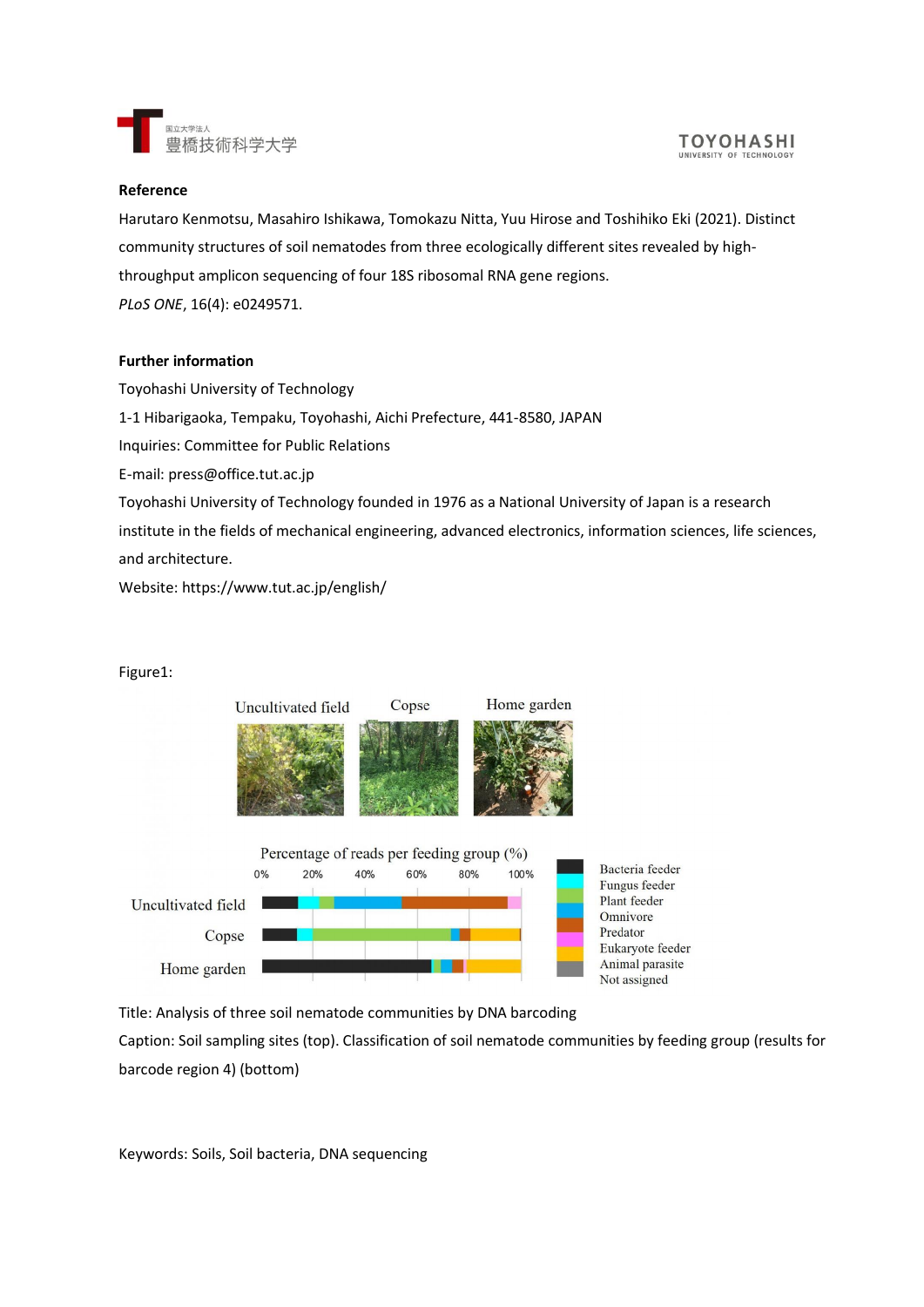**Reference**

Harutaro Kenmotsu, Masahiro Ishikawa, Tomokazu Nitta, Yuu Hirose and Toshihiko Eki (2021). Distinct community structures of soil nematodes from three ecologically different sites revealed by high-throughput amplicon sequencing of four 18S ribosomal RNA gene regions.

*PLoS ONE*, 16(4): e0249571.

**Further information**

Toyohashi University of Technology

1-1 Hibarigaoka, Tempaku, Toyohashi, Aichi Prefecture, 441-8580, JAPAN

Inquiries: Committee for Public Relations

E-mail: press@office.tut.ac.jp

Toyohashi University of Technology founded in 1976 as a National University of Japan is a research institute in the fields of mechanical engineering, advanced electronics, information sciences, life sciences, and architecture.

Website: https://www.tut.ac.jp/english/

Figure1:

Uncultivated field
Copse
Home garden

Percentage of reads per feeding group (%)

0% 20% 40% 60% 80% 100%

Uncultivated field
Copse
Home garden

Bacteria feeder
Fungus feeder
Plant feeder
Omnivore
Predator
Eukaryote feeder
Animal parasite
Not assigned

Title: Analysis of three soil nematode communities by DNA barcoding

Caption: Soil sampling sites (top). Classification of soil nematode communities by feeding group (results for barcode region 4) (bottom)

Keywords: Soils, Soil bacteria, DNA sequencing